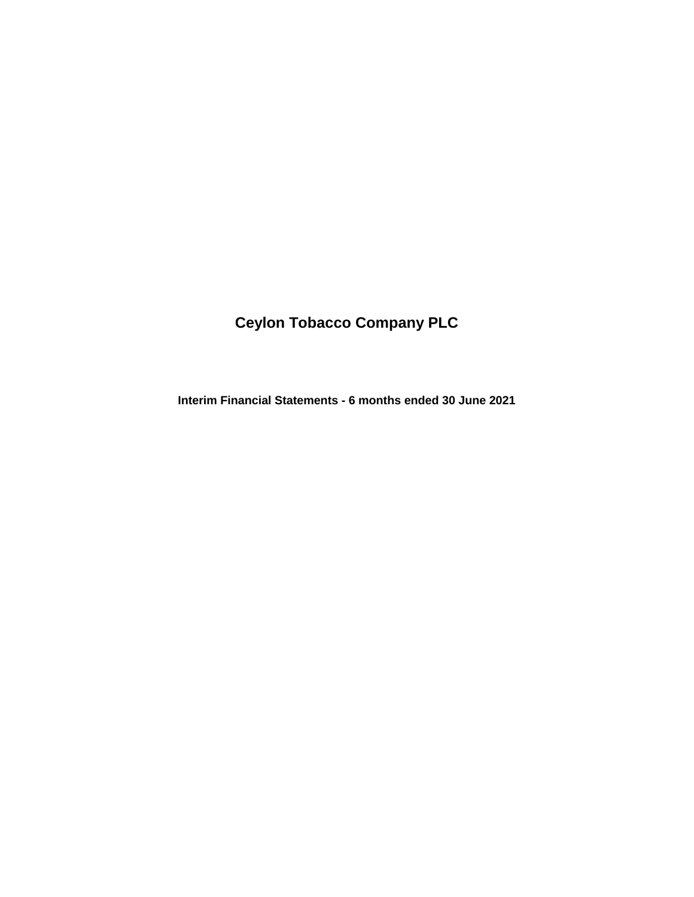# Ceylon Tobacco Company PLC

**Interim Financial Statements - 6 months ended 30 June 2021**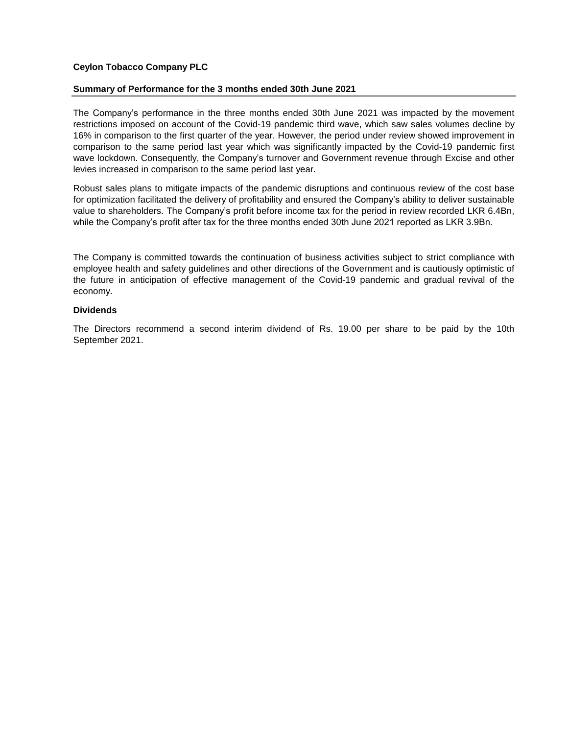**Ceylon Tobacco Company PLC**

## Summary of Performance for the 3 months ended 30th June 2021

The Company's performance in the three months ended 30th June 2021 was impacted by the movement restrictions imposed on account of the Covid-19 pandemic third wave, which saw sales volumes decline by 16% in comparison to the first quarter of the year. However, the period under review showed improvement in comparison to the same period last year which was significantly impacted by the Covid-19 pandemic first wave lockdown. Consequently, the Company's turnover and Government revenue through Excise and other levies increased in comparison to the same period last year.

Robust sales plans to mitigate impacts of the pandemic disruptions and continuous review of the cost base for optimization facilitated the delivery of profitability and ensured the Company's ability to deliver sustainable value to shareholders. The Company's profit before income tax for the period in review recorded LKR 6.4Bn, while the Company's profit after tax for the three months ended 30th June 2021 reported as LKR 3.9Bn.

The Company is committed towards the continuation of business activities subject to strict compliance with employee health and safety guidelines and other directions of the Government and is cautiously optimistic of the future in anticipation of effective management of the Covid-19 pandemic and gradual revival of the economy.

### Dividends

The Directors recommend a second interim dividend of Rs. 19.00 per share to be paid by the 10th September 2021.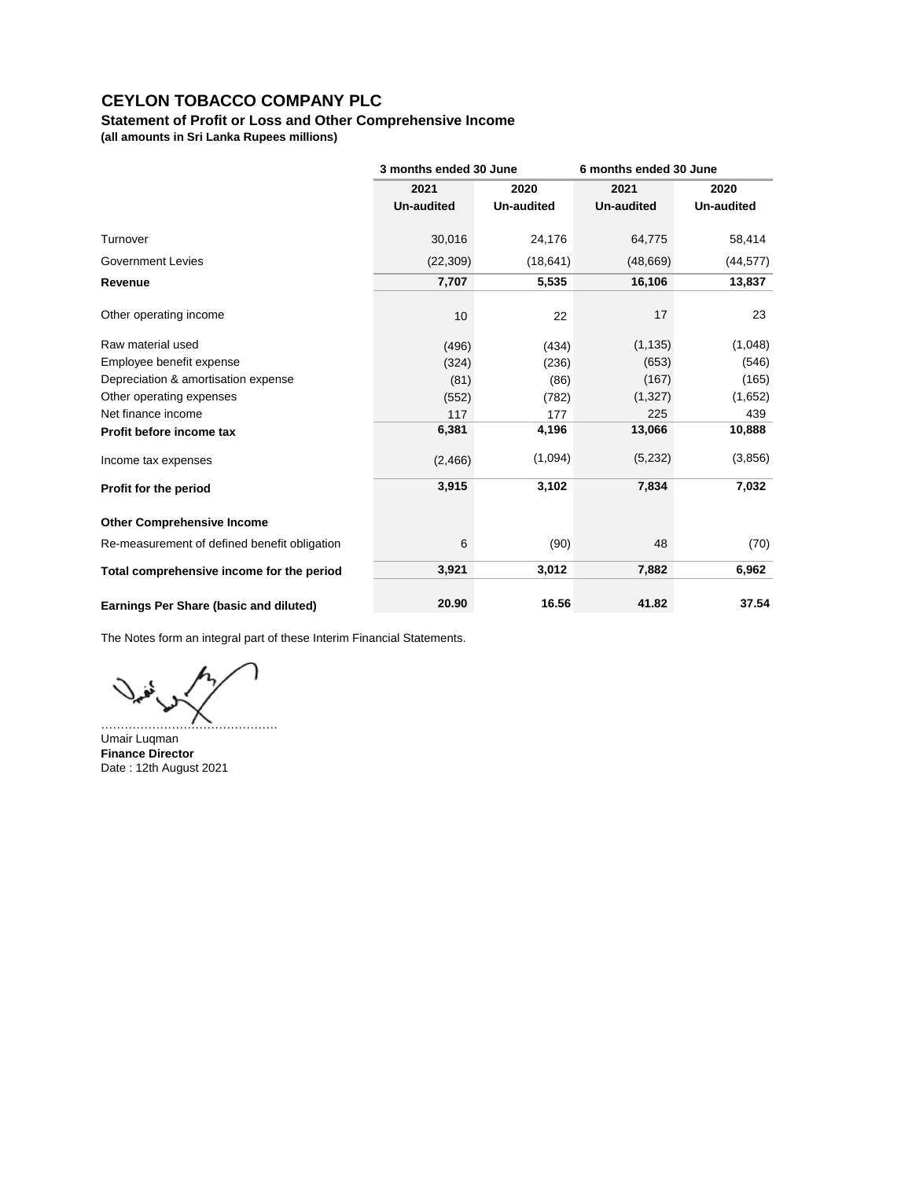# CEYLON TOBACCO COMPANY PLC

**Statement of Profit or Loss and Other Comprehensive Income**
**(all amounts in Sri Lanka Rupees millions)**

| | 3 months ended 30 June | | 6 months ended 30 June | |
|---|---|---|---|---|
| | **2021 Un-audited** | **2020 Un-audited** | **2021 Un-audited** | **2020 Un-audited** |
| Turnover | 30,016 | 24,176 | 64,775 | 58,414 |
| Government Levies | (22,309) | (18,641) | (48,669) | (44,577) |
| **Revenue** | **7,707** | **5,535** | **16,106** | **13,837** |
| Other operating income | 10 | 22 | 17 | 23 |
| Raw material used | (496) | (434) | (1,135) | (1,048) |
| Employee benefit expense | (324) | (236) | (653) | (546) |
| Depreciation & amortisation expense | (81) | (86) | (167) | (165) |
| Other operating expenses | (552) | (782) | (1,327) | (1,652) |
| Net finance income | 117 | 177 | 225 | 439 |
| **Profit before income tax** | **6,381** | **4,196** | **13,066** | **10,888** |
| Income tax expenses | (2,466) | (1,094) | (5,232) | (3,856) |
| **Profit for the period** | **3,915** | **3,102** | **7,834** | **7,032** |
| **Other Comprehensive Income** | | | | |
| Re-measurement of defined benefit obligation | 6 | (90) | 48 | (70) |
| **Total comprehensive income for the period** | **3,921** | **3,012** | **7,882** | **6,962** |
| **Earnings Per Share (basic and diluted)** | **20.90** | **16.56** | **41.82** | **37.54** |

The Notes form an integral part of these Interim Financial Statements.

……………………………………
Umair Luqman
**Finance Director**
Date : 12th August 2021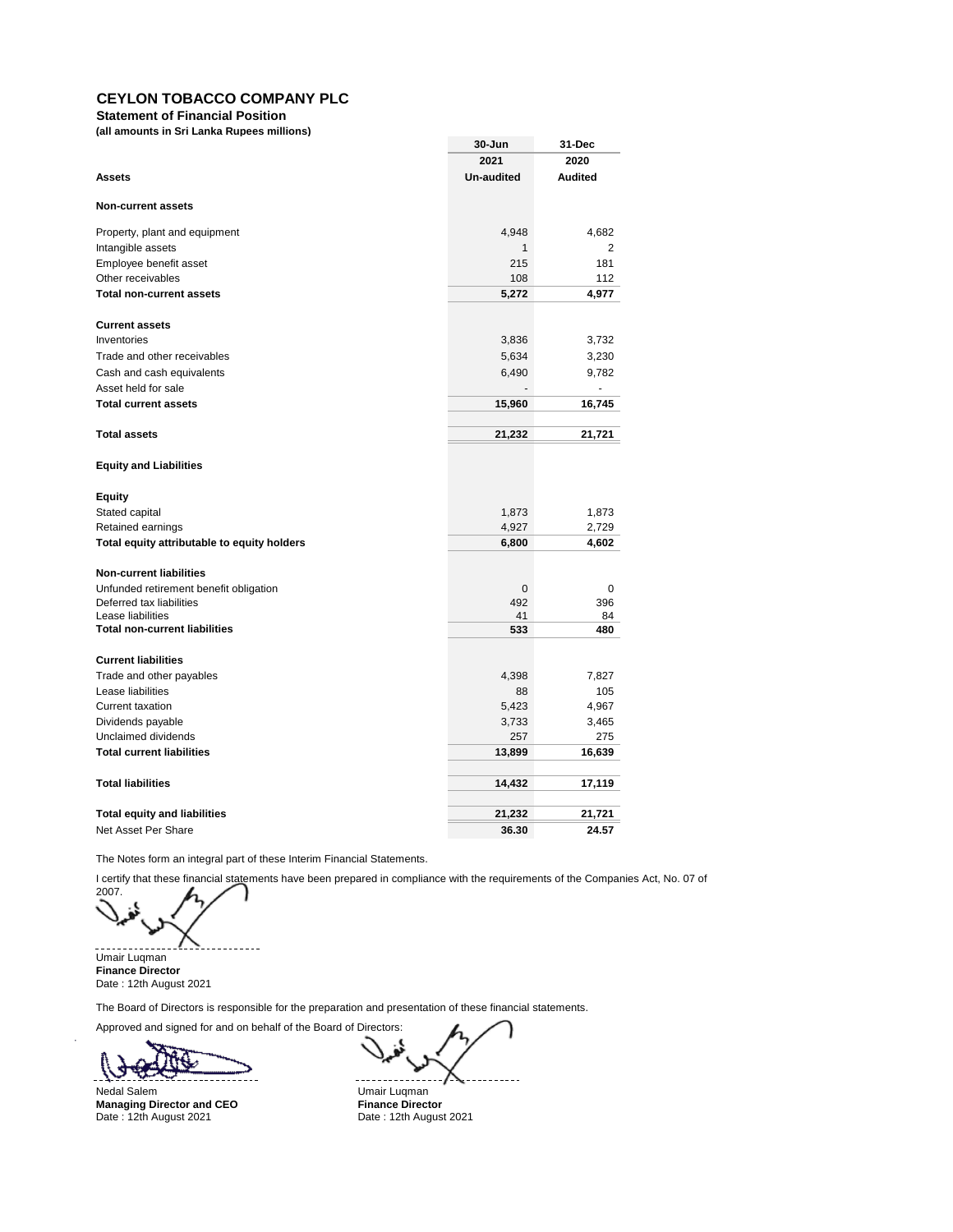# CEYLON TOBACCO COMPANY PLC

**Statement of Financial Position**

**(all amounts in Sri Lanka Rupees millions)**

| | 30-Jun | 31-Dec |
|---|---|---|
| | 2021 | 2020 |
| **Assets** | **Un-audited** | **Audited** |
| **Non-current assets** | | |
| Property, plant and equipment | 4,948 | 4,682 |
| Intangible assets | 1 | 2 |
| Employee benefit asset | 215 | 181 |
| Other receivables | 108 | 112 |
| **Total non-current assets** | **5,272** | **4,977** |
| **Current assets** | | |
| Inventories | 3,836 | 3,732 |
| Trade and other receivables | 5,634 | 3,230 |
| Cash and cash equivalents | 6,490 | 9,782 |
| Asset held for sale | - | - |
| **Total current assets** | **15,960** | **16,745** |
| **Total assets** | **21,232** | **21,721** |
| **Equity and Liabilities** | | |
| **Equity** | | |
| Stated capital | 1,873 | 1,873 |
| Retained earnings | 4,927 | 2,729 |
| **Total equity attributable to equity holders** | **6,800** | **4,602** |
| **Non-current liabilities** | | |
| Unfunded retirement benefit obligation | 0 | 0 |
| Deferred tax liabilities | 492 | 396 |
| Lease liabilities | 41 | 84 |
| **Total non-current liabilities** | **533** | **480** |
| **Current liabilities** | | |
| Trade and other payables | 4,398 | 7,827 |
| Lease liabilities | 88 | 105 |
| Current taxation | 5,423 | 4,967 |
| Dividends payable | 3,733 | 3,465 |
| Unclaimed dividends | 257 | 275 |
| **Total current liabilities** | **13,899** | **16,639** |
| **Total liabilities** | **14,432** | **17,119** |
| **Total equity and liabilities** | **21,232** | **21,721** |
| Net Asset Per Share | **36.30** | **24.57** |

The Notes form an integral part of these Interim Financial Statements.

I certify that these financial statements have been prepared in compliance with the requirements of the Companies Act, No. 07 of 2007.

Umair Luqman
**Finance Director**
Date : 12th August 2021

The Board of Directors is responsible for the preparation and presentation of these financial statements.

Approved and signed for and on behalf of the Board of Directors:

Nedal Salem
**Managing Director and CEO**
Date : 12th August 2021

Umair Luqman
**Finance Director**
Date : 12th August 2021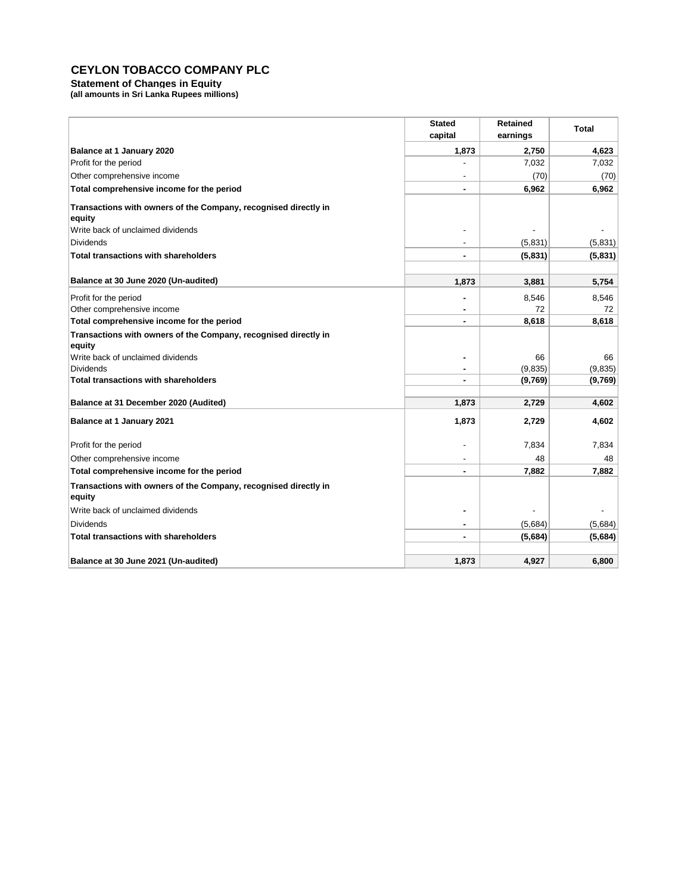# CEYLON TOBACCO COMPANY PLC

**Statement of Changes in Equity**
**(all amounts in Sri Lanka Rupees millions)**

| | Stated capital | Retained earnings | Total |
|---|---|---|---|
| **Balance at 1 January 2020** | **1,873** | **2,750** | **4,623** |
| Profit for the period | - | 7,032 | 7,032 |
| Other comprehensive income | - | (70) | (70) |
| **Total comprehensive income for the period** | **-** | **6,962** | **6,962** |
| **Transactions with owners of the Company, recognised directly in equity** | | | |
| Write back of unclaimed dividends | - | - | - |
| Dividends | - | (5,831) | (5,831) |
| **Total transactions with shareholders** | **-** | **(5,831)** | **(5,831)** |
| **Balance at 30 June 2020 (Un-audited)** | **1,873** | **3,881** | **5,754** |
| Profit for the period | - | 8,546 | 8,546 |
| Other comprehensive income | - | 72 | 72 |
| **Total comprehensive income for the period** | **-** | **8,618** | **8,618** |
| **Transactions with owners of the Company, recognised directly in equity** | | | |
| Write back of unclaimed dividends | - | 66 | 66 |
| Dividends | - | (9,835) | (9,835) |
| **Total transactions with shareholders** | **-** | **(9,769)** | **(9,769)** |
| **Balance at 31 December 2020 (Audited)** | **1,873** | **2,729** | **4,602** |
| **Balance at 1 January 2021** | **1,873** | **2,729** | **4,602** |
| Profit for the period | - | 7,834 | 7,834 |
| Other comprehensive income | - | 48 | 48 |
| **Total comprehensive income for the period** | **-** | **7,882** | **7,882** |
| **Transactions with owners of the Company, recognised directly in equity** | | | |
| Write back of unclaimed dividends | - | - | - |
| Dividends | - | (5,684) | (5,684) |
| **Total transactions with shareholders** | **-** | **(5,684)** | **(5,684)** |
| **Balance at 30 June 2021 (Un-audited)** | **1,873** | **4,927** | **6,800** |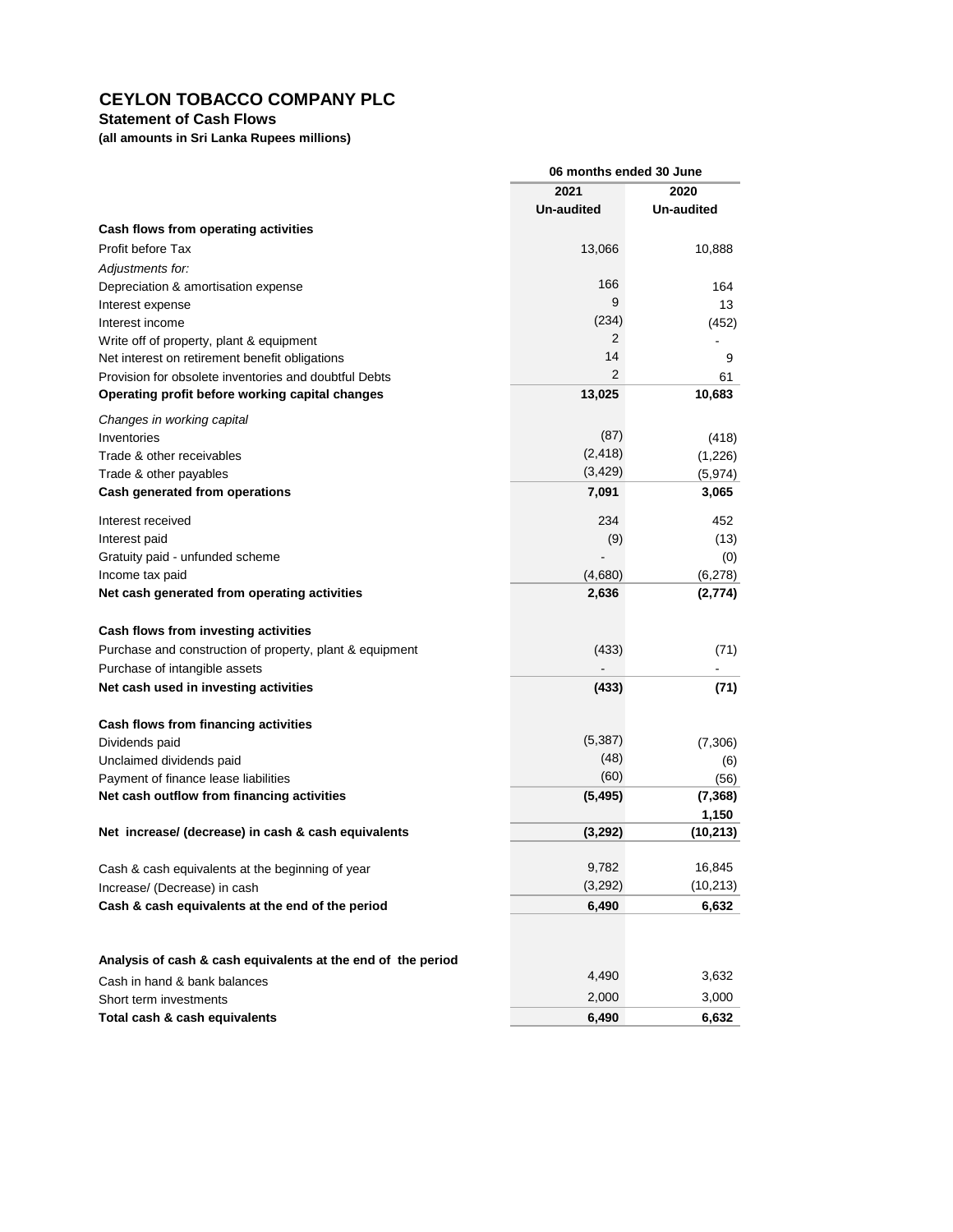# CEYLON TOBACCO COMPANY PLC

**Statement of Cash Flows**

**(all amounts in Sri Lanka Rupees millions)**

| | 06 months ended 30 June | |
|---|---|---|
| | **2021** | **2020** |
| | **Un-audited** | **Un-audited** |
| **Cash flows from operating activities** | | |
| Profit before Tax | 13,066 | 10,888 |
| *Adjustments for:* | | |
| Depreciation & amortisation expense | 166 | 164 |
| Interest expense | 9 | 13 |
| Interest income | (234) | (452) |
| Write off of property, plant & equipment | 2 | - |
| Net interest on retirement benefit obligations | 14 | 9 |
| Provision for obsolete inventories and doubtful Debts | 2 | 61 |
| **Operating profit before working capital changes** | **13,025** | **10,683** |
| *Changes in working capital* | | |
| Inventories | (87) | (418) |
| Trade & other receivables | (2,418) | (1,226) |
| Trade & other payables | (3,429) | (5,974) |
| **Cash generated from operations** | **7,091** | **3,065** |
| Interest received | 234 | 452 |
| Interest paid | (9) | (13) |
| Gratuity paid - unfunded scheme | - | (0) |
| Income tax paid | (4,680) | (6,278) |
| **Net cash generated from operating activities** | **2,636** | **(2,774)** |
| **Cash flows from investing activities** | | |
| Purchase and construction of property, plant & equipment | (433) | (71) |
| Purchase of intangible assets | - | - |
| **Net cash used in investing activities** | **(433)** | **(71)** |
| **Cash flows from financing activities** | | |
| Dividends paid | (5,387) | (7,306) |
| Unclaimed dividends paid | (48) | (6) |
| Payment of finance lease liabilities | (60) | (56) |
| **Net cash outflow from financing activities** | **(5,495)** | **(7,368)** |
| | | **1,150** |
| **Net increase/ (decrease) in cash & cash equivalents** | **(3,292)** | **(10,213)** |
| Cash & cash equivalents at the beginning of year | 9,782 | 16,845 |
| Increase/ (Decrease) in cash | (3,292) | (10,213) |
| **Cash & cash equivalents at the end of the period** | **6,490** | **6,632** |
| **Analysis of cash & cash equivalents at the end of the period** | | |
| Cash in hand & bank balances | 4,490 | 3,632 |
| Short term investments | 2,000 | 3,000 |
| **Total cash & cash equivalents** | **6,490** | **6,632** |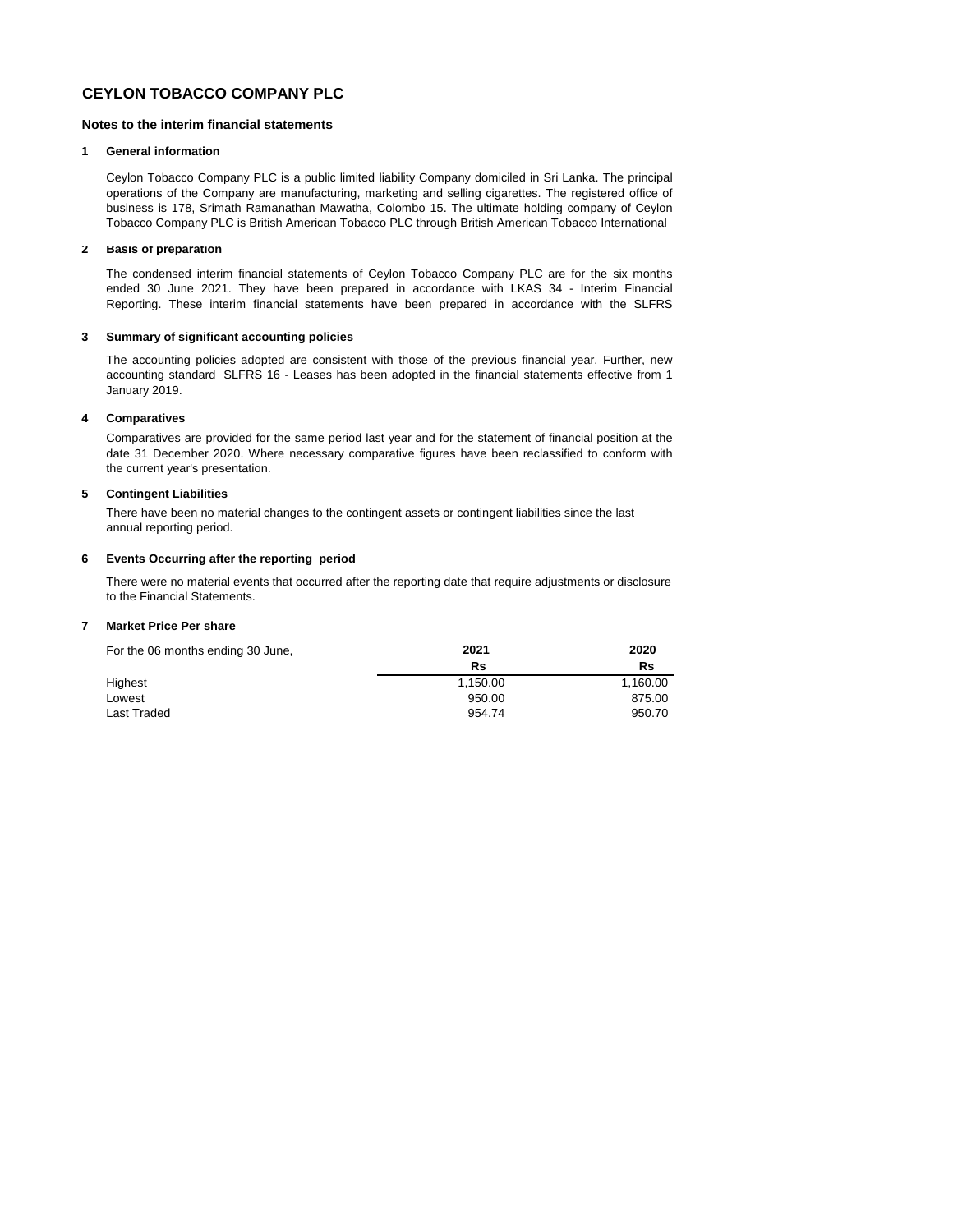# CEYLON TOBACCO COMPANY PLC

## Notes to the interim financial statements

### 1 General information

Ceylon Tobacco Company PLC is a public limited liability Company domiciled in Sri Lanka. The principal operations of the Company are manufacturing, marketing and selling cigarettes. The registered office of business is 178, Srimath Ramanathan Mawatha, Colombo 15. The ultimate holding company of Ceylon Tobacco Company PLC is British American Tobacco PLC through British American Tobacco International

### 2 Basis of preparation

The condensed interim financial statements of Ceylon Tobacco Company PLC are for the six months ended 30 June 2021. They have been prepared in accordance with LKAS 34 - Interim Financial Reporting. These interim financial statements have been prepared in accordance with the SLFRS

### 3 Summary of significant accounting policies

The accounting policies adopted are consistent with those of the previous financial year. Further, new accounting standard SLFRS 16 - Leases has been adopted in the financial statements effective from 1 January 2019.

### 4 Comparatives

Comparatives are provided for the same period last year and for the statement of financial position at the date 31 December 2020. Where necessary comparative figures have been reclassified to conform with the current year's presentation.

### 5 Contingent Liabilities

There have been no material changes to the contingent assets or contingent liabilities since the last annual reporting period.

### 6 Events Occurring after the reporting period

There were no material events that occurred after the reporting date that require adjustments or disclosure to the Financial Statements.

### 7 Market Price Per share

| For the 06 months ending 30 June, | 2021 | 2020 |
|---|---|---|
| | Rs | Rs |
| Highest | 1,150.00 | 1,160.00 |
| Lowest | 950.00 | 875.00 |
| Last Traded | 954.74 | 950.70 |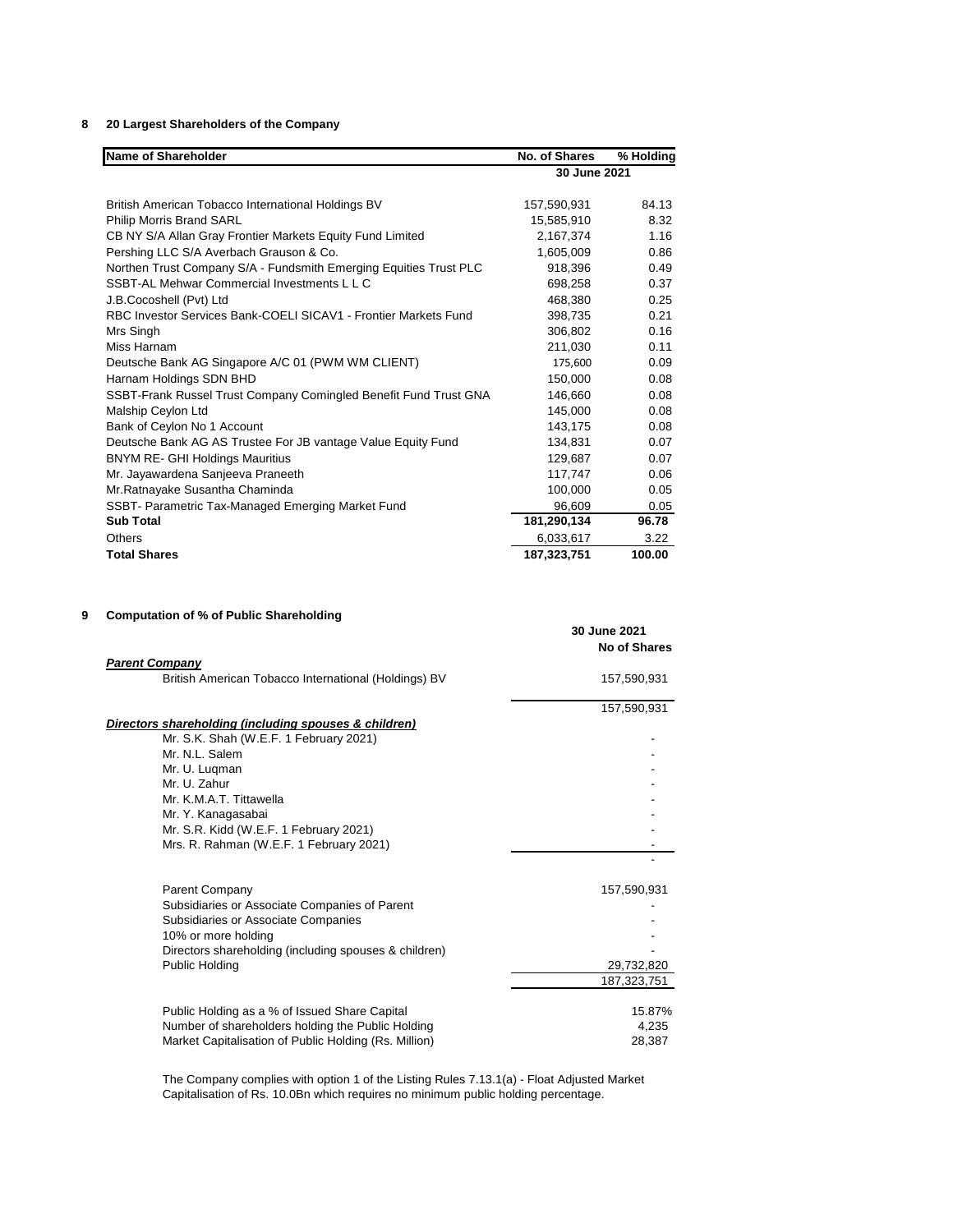## 8 20 Largest Shareholders of the Company

| Name of Shareholder | No. of Shares | % Holding |
|---|---|---|
| | 30 June 2021 | |
| British American Tobacco International Holdings BV | 157,590,931 | 84.13 |
| Philip Morris Brand SARL | 15,585,910 | 8.32 |
| CB NY S/A Allan Gray Frontier Markets Equity Fund Limited | 2,167,374 | 1.16 |
| Pershing LLC S/A Averbach Grauson & Co. | 1,605,009 | 0.86 |
| Northen Trust Company S/A - Fundsmith Emerging Equities Trust PLC | 918,396 | 0.49 |
| SSBT-AL Mehwar Commercial Investments L L C | 698,258 | 0.37 |
| J.B.Cocoshell (Pvt) Ltd | 468,380 | 0.25 |
| RBC Investor Services Bank-COELI SICAV1 - Frontier Markets Fund | 398,735 | 0.21 |
| Mrs Singh | 306,802 | 0.16 |
| Miss Harnam | 211,030 | 0.11 |
| Deutsche Bank AG Singapore A/C 01 (PWM WM CLIENT) | 175,600 | 0.09 |
| Harnam Holdings SDN BHD | 150,000 | 0.08 |
| SSBT-Frank Russel Trust Company Comingled Benefit Fund Trust GNA | 146,660 | 0.08 |
| Malship Ceylon Ltd | 145,000 | 0.08 |
| Bank of Ceylon No 1 Account | 143,175 | 0.08 |
| Deutsche Bank AG AS Trustee For JB vantage Value Equity Fund | 134,831 | 0.07 |
| BNYM RE- GHI Holdings Mauritius | 129,687 | 0.07 |
| Mr. Jayawardena Sanjeeva Praneeth | 117,747 | 0.06 |
| Mr.Ratnayake Susantha Chaminda | 100,000 | 0.05 |
| SSBT- Parametric Tax-Managed Emerging Market Fund | 96,609 | 0.05 |
| **Sub Total** | **181,290,134** | **96.78** |
| Others | 6,033,617 | 3.22 |
| **Total Shares** | **187,323,751** | **100.00** |

## 9 Computation of % of Public Shareholding

| | 30 June 2021 |
|---|---|
| | No of Shares |
| ***Parent Company*** | |
| British American Tobacco International (Holdings) BV | 157,590,931 |
| | 157,590,931 |
| ***Directors shareholding (including spouses & children)*** | |
| Mr. S.K. Shah (W.E.F. 1 February 2021) | - |
| Mr. N.L. Salem | - |
| Mr. U. Luqman | - |
| Mr. U. Zahur | - |
| Mr. K.M.A.T. Tittawella | - |
| Mr. Y. Kanagasabai | - |
| Mr. S.R. Kidd (W.E.F. 1 February 2021) | - |
| Mrs. R. Rahman (W.E.F. 1 February 2021) | - |
| | - |
| Parent Company | 157,590,931 |
| Subsidiaries or Associate Companies of Parent | - |
| Subsidiaries or Associate Companies | - |
| 10% or more holding | - |
| Directors shareholding (including spouses & children) | - |
| Public Holding | 29,732,820 |
| | 187,323,751 |
| Public Holding as a % of Issued Share Capital | 15.87% |
| Number of shareholders holding the Public Holding | 4,235 |
| Market Capitalisation of Public Holding (Rs. Million) | 28,387 |

The Company complies with option 1 of the Listing Rules 7.13.1(a) - Float Adjusted Market Capitalisation of Rs. 10.0Bn which requires no minimum public holding percentage.